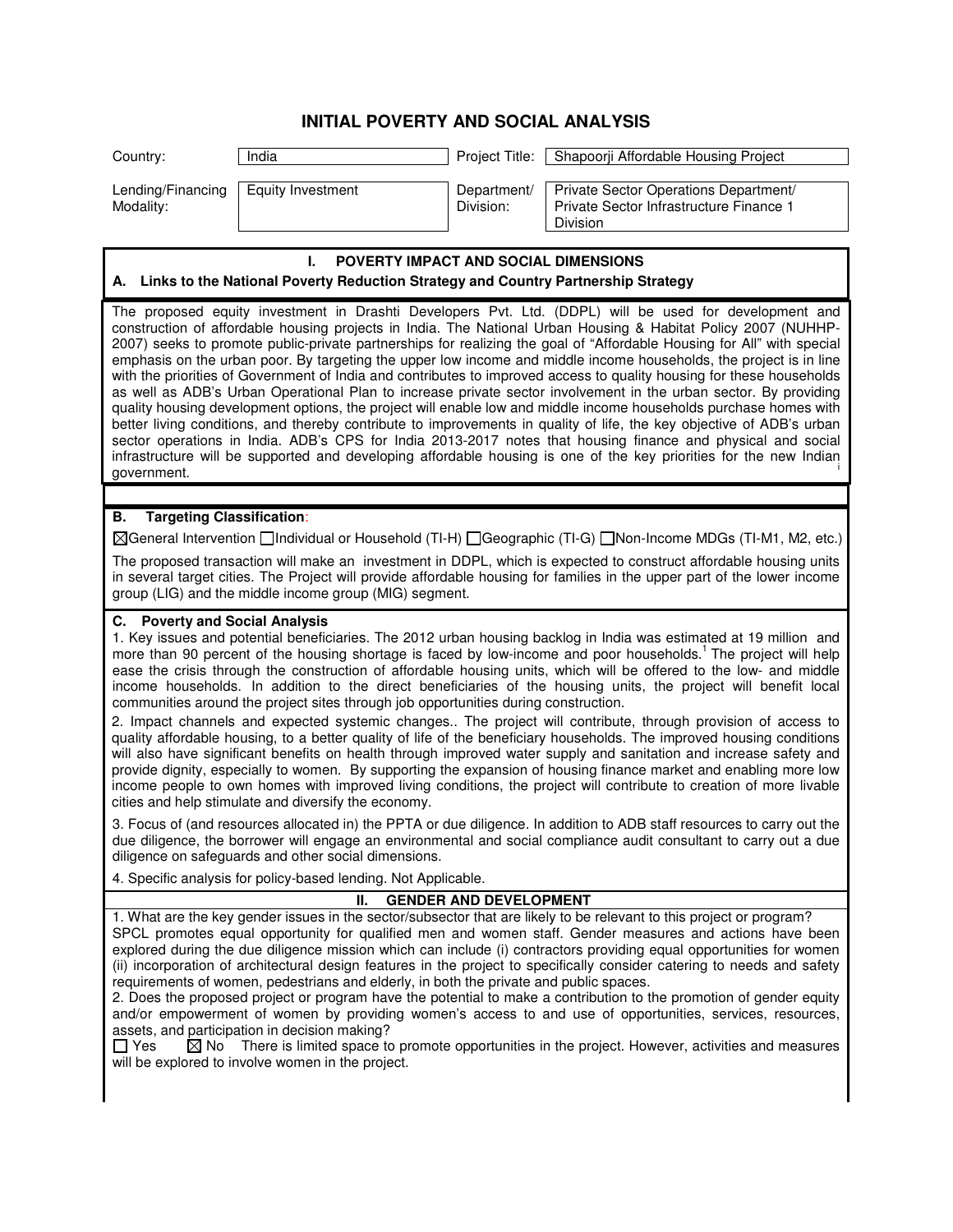# INITIAL POVERTY AND SOCIAL ANALYSIS

| Country: | India | Project Title: | Shapoorji Affordable Housing Project |
|---|---|---|---|
| Lending/Financing Modality: | Equity Investment | Department/ Division: | Private Sector Operations Department/ Private Sector Infrastructure Finance 1 Division |

## I. POVERTY IMPACT AND SOCIAL DIMENSIONS

### A. Links to the National Poverty Reduction Strategy and Country Partnership Strategy

The proposed equity investment in Drashti Developers Pvt. Ltd. (DDPL) will be used for development and construction of affordable housing projects in India. The National Urban Housing & Habitat Policy 2007 (NUHHP-2007) seeks to promote public-private partnerships for realizing the goal of "Affordable Housing for All" with special emphasis on the urban poor. By targeting the upper low income and middle income households, the project is in line with the priorities of Government of India and contributes to improved access to quality housing for these households as well as ADB's Urban Operational Plan to increase private sector involvement in the urban sector. By providing quality housing development options, the project will enable low and middle income households purchase homes with better living conditions, and thereby contribute to improvements in quality of life, the key objective of ADB's urban sector operations in India. ADB's CPS for India 2013-2017 notes that housing finance and physical and social infrastructure will be supported and developing affordable housing is one of the key priorities for the new Indian government.

### B. Targeting Classification:

☒General Intervention ☐Individual or Household (TI-H) ☐Geographic (TI-G) ☐Non-Income MDGs (TI-M1, M2, etc.)

The proposed transaction will make an investment in DDPL, which is expected to construct affordable housing units in several target cities. The Project will provide affordable housing for families in the upper part of the lower income group (LIG) and the middle income group (MIG) segment.

### C. Poverty and Social Analysis

1. Key issues and potential beneficiaries. The 2012 urban housing backlog in India was estimated at 19 million and more than 90 percent of the housing shortage is faced by low-income and poor households.[1] The project will help ease the crisis through the construction of affordable housing units, which will be offered to the low- and middle income households. In addition to the direct beneficiaries of the housing units, the project will benefit local communities around the project sites through job opportunities during construction.

2. Impact channels and expected systemic changes.. The project will contribute, through provision of access to quality affordable housing, to a better quality of life of the beneficiary households. The improved housing conditions will also have significant benefits on health through improved water supply and sanitation and increase safety and provide dignity, especially to women. By supporting the expansion of housing finance market and enabling more low income people to own homes with improved living conditions, the project will contribute to creation of more livable cities and help stimulate and diversify the economy.

3. Focus of (and resources allocated in) the PPTA or due diligence. In addition to ADB staff resources to carry out the due diligence, the borrower will engage an environmental and social compliance audit consultant to carry out a due diligence on safeguards and other social dimensions.

4. Specific analysis for policy-based lending. Not Applicable.

## II. GENDER AND DEVELOPMENT

1. What are the key gender issues in the sector/subsector that are likely to be relevant to this project or program?
SPCL promotes equal opportunity for qualified men and women staff. Gender measures and actions have been explored during the due diligence mission which can include (i) contractors providing equal opportunities for women (ii) incorporation of architectural design features in the project to specifically consider catering to needs and safety requirements of women, pedestrians and elderly, in both the private and public spaces.

2. Does the proposed project or program have the potential to make a contribution to the promotion of gender equity and/or empowerment of women by providing women's access to and use of opportunities, services, resources, assets, and participation in decision making?
☐ Yes ☒ No There is limited space to promote opportunities in the project. However, activities and measures will be explored to involve women in the project.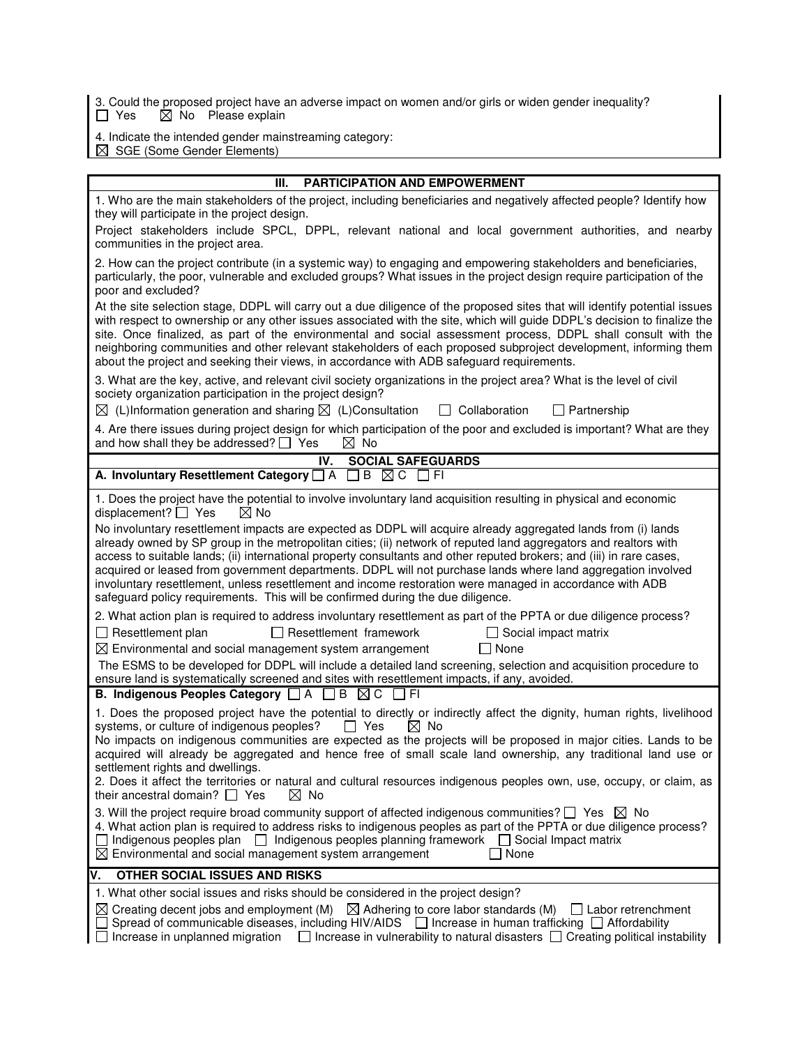3. Could the proposed project have an adverse impact on women and/or girls or widen gender inequality?
☐ Yes ☒ No Please explain

4. Indicate the intended gender mainstreaming category:
☒ SGE (Some Gender Elements)

## III. PARTICIPATION AND EMPOWERMENT

1. Who are the main stakeholders of the project, including beneficiaries and negatively affected people? Identify how they will participate in the project design.

Project stakeholders include SPCL, DPPL, relevant national and local government authorities, and nearby communities in the project area.

2. How can the project contribute (in a systemic way) to engaging and empowering stakeholders and beneficiaries, particularly, the poor, vulnerable and excluded groups? What issues in the project design require participation of the poor and excluded?

At the site selection stage, DDPL will carry out a due diligence of the proposed sites that will identify potential issues with respect to ownership or any other issues associated with the site, which will guide DDPL's decision to finalize the site. Once finalized, as part of the environmental and social assessment process, DDPL shall consult with the neighboring communities and other relevant stakeholders of each proposed subproject development, informing them about the project and seeking their views, in accordance with ADB safeguard requirements.

3. What are the key, active, and relevant civil society organizations in the project area? What is the level of civil society organization participation in the project design?

☒ (L)Information generation and sharing ☒ (L)Consultation ☐ Collaboration ☐ Partnership

4. Are there issues during project design for which participation of the poor and excluded is important? What are they and how shall they be addressed? ☐ Yes ☒ No

## IV. SOCIAL SAFEGUARDS

**A. Involuntary Resettlement Category** ☐ A ☐ B ☒ C ☐ FI

1. Does the project have the potential to involve involuntary land acquisition resulting in physical and economic displacement? ☐ Yes ☒ No

No involuntary resettlement impacts are expected as DDPL will acquire already aggregated lands from (i) lands already owned by SP group in the metropolitan cities; (ii) network of reputed land aggregators and realtors with access to suitable lands; (ii) international property consultants and other reputed brokers; and (iii) in rare cases, acquired or leased from government departments. DDPL will not purchase lands where land aggregation involved involuntary resettlement, unless resettlement and income restoration were managed in accordance with ADB safeguard policy requirements. This will be confirmed during the due diligence.

2. What action plan is required to address involuntary resettlement as part of the PPTA or due diligence process?

☐ Resettlement plan ☐ Resettlement framework ☐ Social impact matrix
☒ Environmental and social management system arrangement ☐ None

The ESMS to be developed for DDPL will include a detailed land screening, selection and acquisition procedure to ensure land is systematically screened and sites with resettlement impacts, if any, avoided.

**B. Indigenous Peoples Category** ☐ A ☐ B ☒ C ☐ FI

1. Does the proposed project have the potential to directly or indirectly affect the dignity, human rights, livelihood systems, or culture of indigenous peoples? ☐ Yes ☒ No

No impacts on indigenous communities are expected as the projects will be proposed in major cities. Lands to be acquired will already be aggregated and hence free of small scale land ownership, any traditional land use or settlement rights and dwellings.

2. Does it affect the territories or natural and cultural resources indigenous peoples own, use, occupy, or claim, as their ancestral domain? ☐ Yes ☒ No

3. Will the project require broad community support of affected indigenous communities? ☐ Yes ☒ No

4. What action plan is required to address risks to indigenous peoples as part of the PPTA or due diligence process?

☐ Indigenous peoples plan ☐ Indigenous peoples planning framework ☐ Social Impact matrix
☒ Environmental and social management system arrangement ☐ None

## V. OTHER SOCIAL ISSUES AND RISKS

1. What other social issues and risks should be considered in the project design?

☒ Creating decent jobs and employment (M) ☒ Adhering to core labor standards (M) ☐ Labor retrenchment
☐ Spread of communicable diseases, including HIV/AIDS ☐ Increase in human trafficking ☐ Affordability
☐ Increase in unplanned migration ☐ Increase in vulnerability to natural disasters ☐ Creating political instability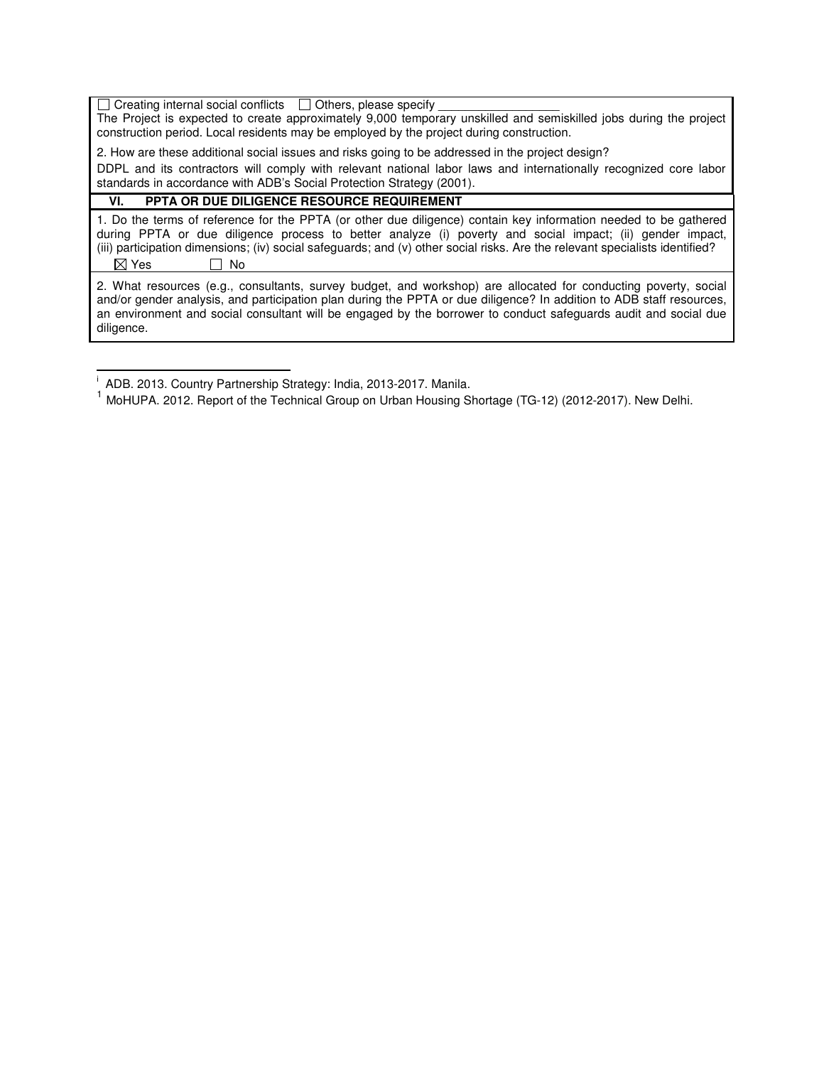☐ Creating internal social conflicts ☐ Others, please specify ________________

The Project is expected to create approximately 9,000 temporary unskilled and semiskilled jobs during the project construction period. Local residents may be employed by the project during construction.

2. How are these additional social issues and risks going to be addressed in the project design?

DDPL and its contractors will comply with relevant national labor laws and internationally recognized core labor standards in accordance with ADB's Social Protection Strategy (2001).

## VI. PPTA OR DUE DILIGENCE RESOURCE REQUIREMENT

1. Do the terms of reference for the PPTA (or other due diligence) contain key information needed to be gathered during PPTA or due diligence process to better analyze (i) poverty and social impact; (ii) gender impact, (iii) participation dimensions; (iv) social safeguards; and (v) other social risks. Are the relevant specialists identified?

☒ Yes ☐ No

2. What resources (e.g., consultants, survey budget, and workshop) are allocated for conducting poverty, social and/or gender analysis, and participation plan during the PPTA or due diligence? In addition to ADB staff resources, an environment and social consultant will be engaged by the borrower to conduct safeguards audit and social due diligence.

---

[i] ADB. 2013. Country Partnership Strategy: India, 2013-2017. Manila.

[1] MoHUPA. 2012. Report of the Technical Group on Urban Housing Shortage (TG-12) (2012-2017). New Delhi.